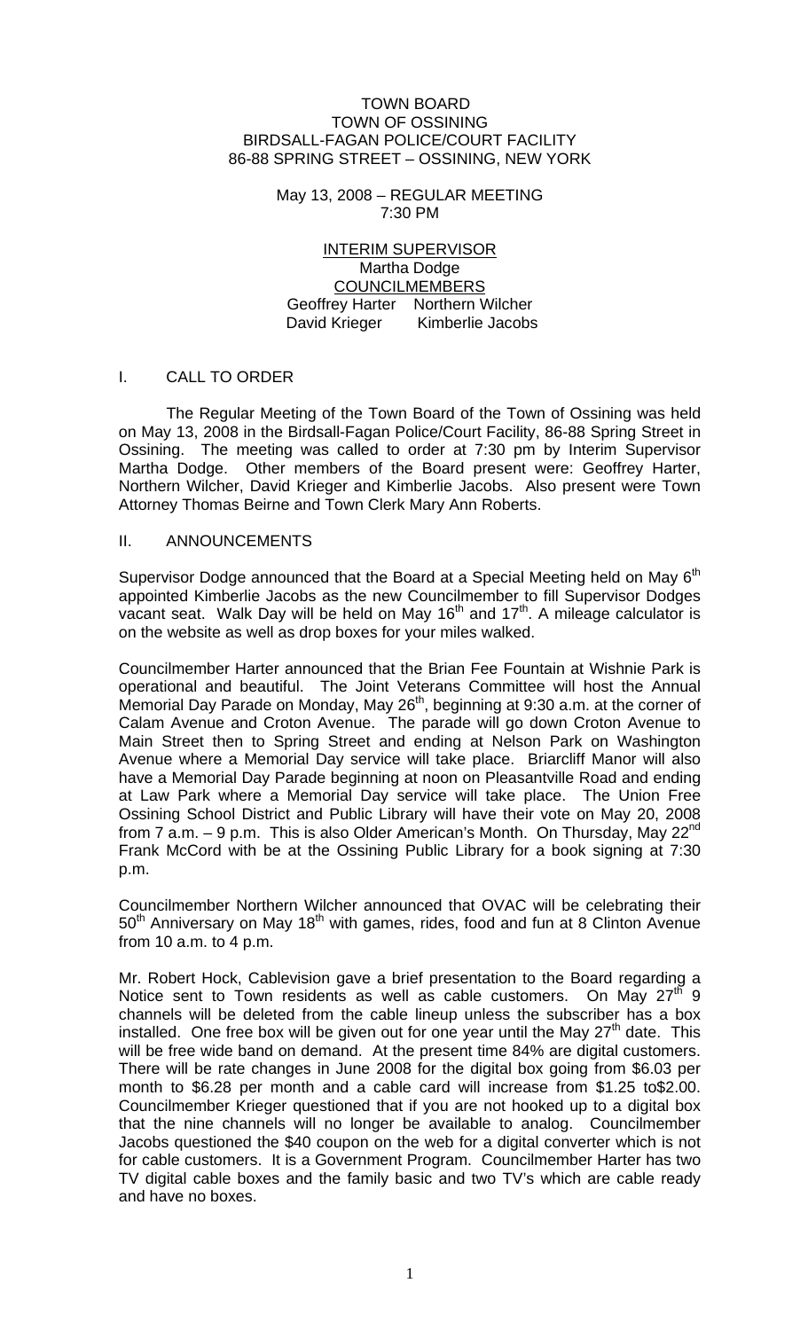TOWN BOARD
TOWN OF OSSINING
BIRDSALL-FAGAN POLICE/COURT FACILITY
86-88 SPRING STREET – OSSINING, NEW YORK

May 13, 2008 – REGULAR MEETING
7:30 PM

INTERIM SUPERVISOR
Martha Dodge
COUNCILMEMBERS
Geoffrey Harter Northern Wilcher
David Krieger Kimberlie Jacobs

## I. CALL TO ORDER

The Regular Meeting of the Town Board of the Town of Ossining was held on May 13, 2008 in the Birdsall-Fagan Police/Court Facility, 86-88 Spring Street in Ossining. The meeting was called to order at 7:30 pm by Interim Supervisor Martha Dodge. Other members of the Board present were: Geoffrey Harter, Northern Wilcher, David Krieger and Kimberlie Jacobs. Also present were Town Attorney Thomas Beirne and Town Clerk Mary Ann Roberts.

## II. ANNOUNCEMENTS

Supervisor Dodge announced that the Board at a Special Meeting held on May 6th appointed Kimberlie Jacobs as the new Councilmember to fill Supervisor Dodges vacant seat. Walk Day will be held on May 16th and 17th. A mileage calculator is on the website as well as drop boxes for your miles walked.

Councilmember Harter announced that the Brian Fee Fountain at Wishnie Park is operational and beautiful. The Joint Veterans Committee will host the Annual Memorial Day Parade on Monday, May 26th, beginning at 9:30 a.m. at the corner of Calam Avenue and Croton Avenue. The parade will go down Croton Avenue to Main Street then to Spring Street and ending at Nelson Park on Washington Avenue where a Memorial Day service will take place. Briarcliff Manor will also have a Memorial Day Parade beginning at noon on Pleasantville Road and ending at Law Park where a Memorial Day service will take place. The Union Free Ossining School District and Public Library will have their vote on May 20, 2008 from 7 a.m. – 9 p.m. This is also Older American's Month. On Thursday, May 22nd Frank McCord with be at the Ossining Public Library for a book signing at 7:30 p.m.

Councilmember Northern Wilcher announced that OVAC will be celebrating their 50th Anniversary on May 18th with games, rides, food and fun at 8 Clinton Avenue from 10 a.m. to 4 p.m.

Mr. Robert Hock, Cablevision gave a brief presentation to the Board regarding a Notice sent to Town residents as well as cable customers. On May 27th 9 channels will be deleted from the cable lineup unless the subscriber has a box installed. One free box will be given out for one year until the May 27th date. This will be free wide band on demand. At the present time 84% are digital customers. There will be rate changes in June 2008 for the digital box going from $6.03 per month to $6.28 per month and a cable card will increase from $1.25 to$2.00. Councilmember Krieger questioned that if you are not hooked up to a digital box that the nine channels will no longer be available to analog. Councilmember Jacobs questioned the $40 coupon on the web for a digital converter which is not for cable customers. It is a Government Program. Councilmember Harter has two TV digital cable boxes and the family basic and two TV's which are cable ready and have no boxes.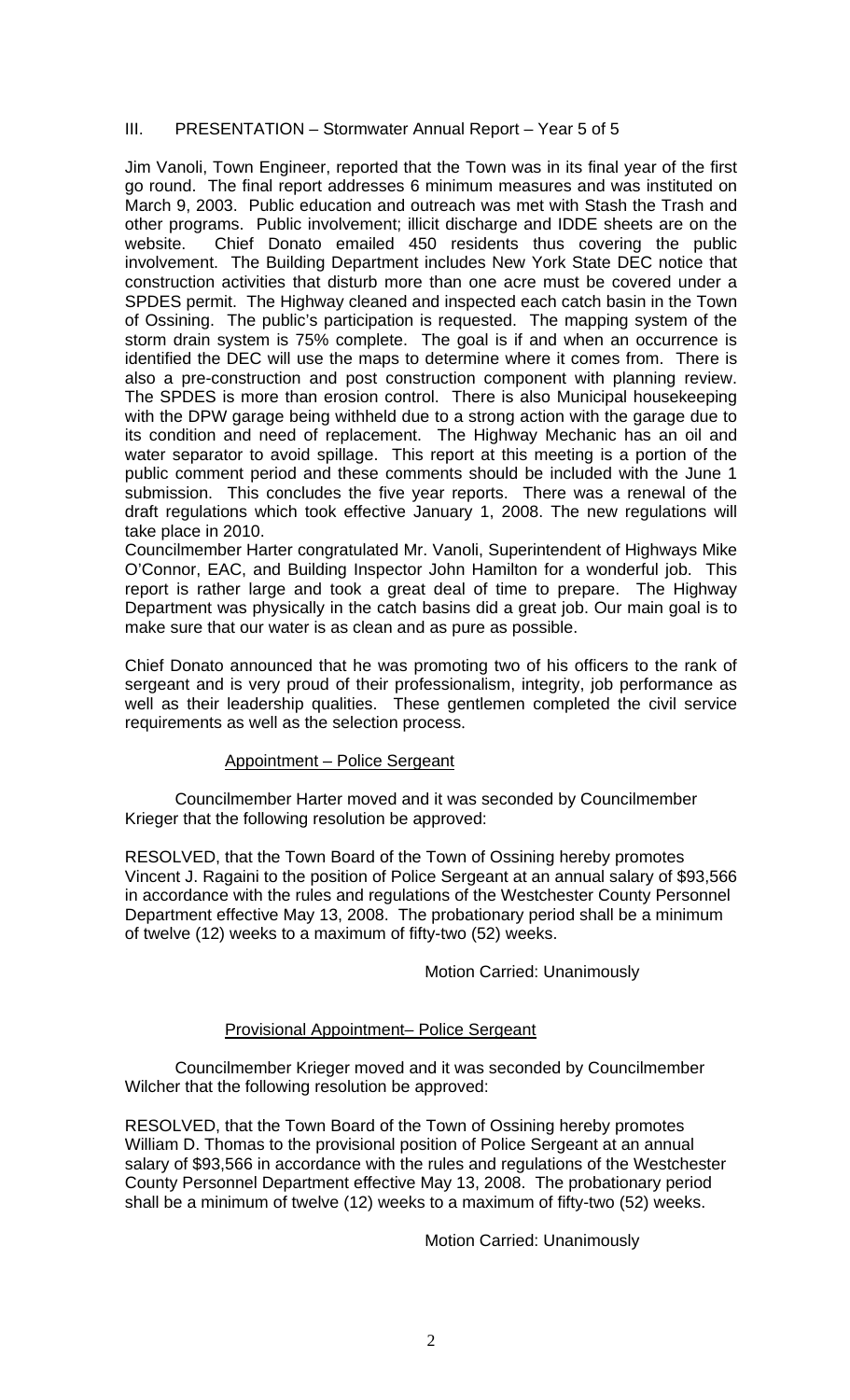## III. PRESENTATION – Stormwater Annual Report – Year 5 of 5

Jim Vanoli, Town Engineer, reported that the Town was in its final year of the first go round. The final report addresses 6 minimum measures and was instituted on March 9, 2003. Public education and outreach was met with Stash the Trash and other programs. Public involvement; illicit discharge and IDDE sheets are on the website. Chief Donato emailed 450 residents thus covering the public involvement. The Building Department includes New York State DEC notice that construction activities that disturb more than one acre must be covered under a SPDES permit. The Highway cleaned and inspected each catch basin in the Town of Ossining. The public's participation is requested. The mapping system of the storm drain system is 75% complete. The goal is if and when an occurrence is identified the DEC will use the maps to determine where it comes from. There is also a pre-construction and post construction component with planning review. The SPDES is more than erosion control. There is also Municipal housekeeping with the DPW garage being withheld due to a strong action with the garage due to its condition and need of replacement. The Highway Mechanic has an oil and water separator to avoid spillage. This report at this meeting is a portion of the public comment period and these comments should be included with the June 1 submission. This concludes the five year reports. There was a renewal of the draft regulations which took effective January 1, 2008. The new regulations will take place in 2010.

Councilmember Harter congratulated Mr. Vanoli, Superintendent of Highways Mike O'Connor, EAC, and Building Inspector John Hamilton for a wonderful job. This report is rather large and took a great deal of time to prepare. The Highway Department was physically in the catch basins did a great job. Our main goal is to make sure that our water is as clean and as pure as possible.

Chief Donato announced that he was promoting two of his officers to the rank of sergeant and is very proud of their professionalism, integrity, job performance as well as their leadership qualities. These gentlemen completed the civil service requirements as well as the selection process.

### Appointment – Police Sergeant

Councilmember Harter moved and it was seconded by Councilmember Krieger that the following resolution be approved:

RESOLVED, that the Town Board of the Town of Ossining hereby promotes Vincent J. Ragaini to the position of Police Sergeant at an annual salary of $93,566 in accordance with the rules and regulations of the Westchester County Personnel Department effective May 13, 2008. The probationary period shall be a minimum of twelve (12) weeks to a maximum of fifty-two (52) weeks.

Motion Carried: Unanimously

### Provisional Appointment– Police Sergeant

Councilmember Krieger moved and it was seconded by Councilmember Wilcher that the following resolution be approved:

RESOLVED, that the Town Board of the Town of Ossining hereby promotes William D. Thomas to the provisional position of Police Sergeant at an annual salary of $93,566 in accordance with the rules and regulations of the Westchester County Personnel Department effective May 13, 2008. The probationary period shall be a minimum of twelve (12) weeks to a maximum of fifty-two (52) weeks.

Motion Carried: Unanimously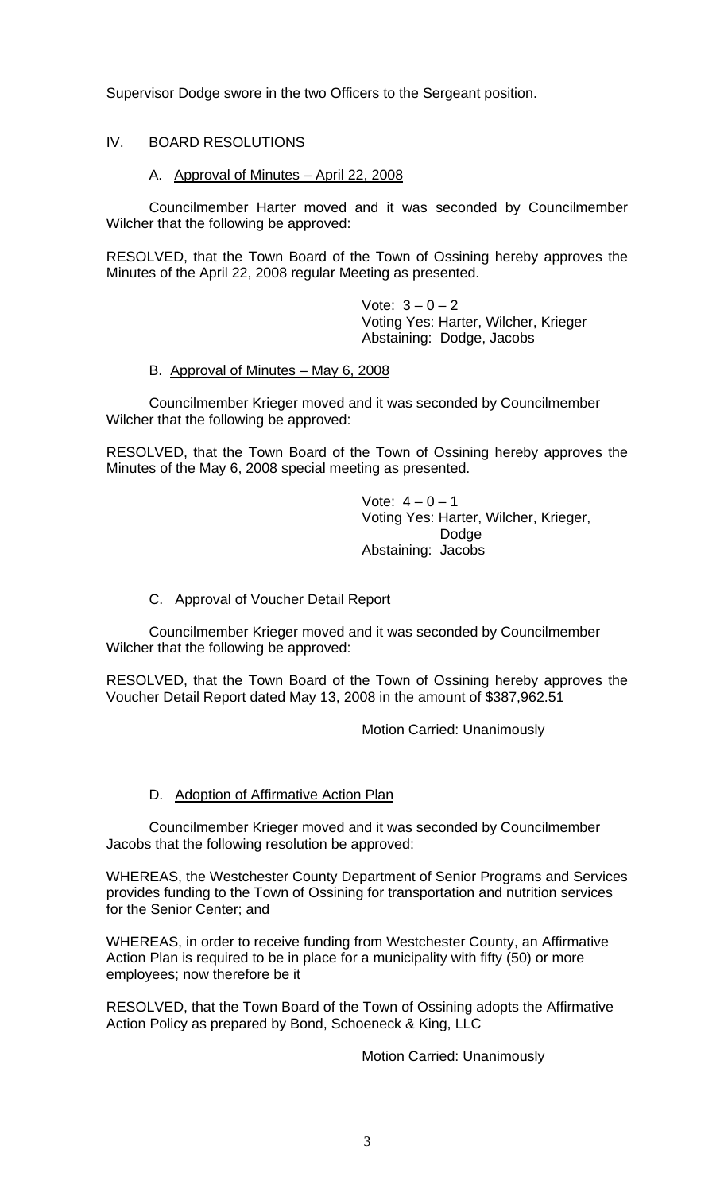Supervisor Dodge swore in the two Officers to the Sergeant position.

## IV. BOARD RESOLUTIONS

### A. Approval of Minutes – April 22, 2008

Councilmember Harter moved and it was seconded by Councilmember Wilcher that the following be approved:

RESOLVED, that the Town Board of the Town of Ossining hereby approves the Minutes of the April 22, 2008 regular Meeting as presented.

Vote: 3 – 0 – 2
Voting Yes: Harter, Wilcher, Krieger
Abstaining: Dodge, Jacobs

### B. Approval of Minutes – May 6, 2008

Councilmember Krieger moved and it was seconded by Councilmember Wilcher that the following be approved:

RESOLVED, that the Town Board of the Town of Ossining hereby approves the Minutes of the May 6, 2008 special meeting as presented.

Vote: 4 – 0 – 1
Voting Yes: Harter, Wilcher, Krieger, Dodge
Abstaining: Jacobs

### C. Approval of Voucher Detail Report

Councilmember Krieger moved and it was seconded by Councilmember Wilcher that the following be approved:

RESOLVED, that the Town Board of the Town of Ossining hereby approves the Voucher Detail Report dated May 13, 2008 in the amount of $387,962.51

Motion Carried: Unanimously

### D. Adoption of Affirmative Action Plan

Councilmember Krieger moved and it was seconded by Councilmember Jacobs that the following resolution be approved:

WHEREAS, the Westchester County Department of Senior Programs and Services provides funding to the Town of Ossining for transportation and nutrition services for the Senior Center; and

WHEREAS, in order to receive funding from Westchester County, an Affirmative Action Plan is required to be in place for a municipality with fifty (50) or more employees; now therefore be it

RESOLVED, that the Town Board of the Town of Ossining adopts the Affirmative Action Policy as prepared by Bond, Schoeneck & King, LLC

Motion Carried: Unanimously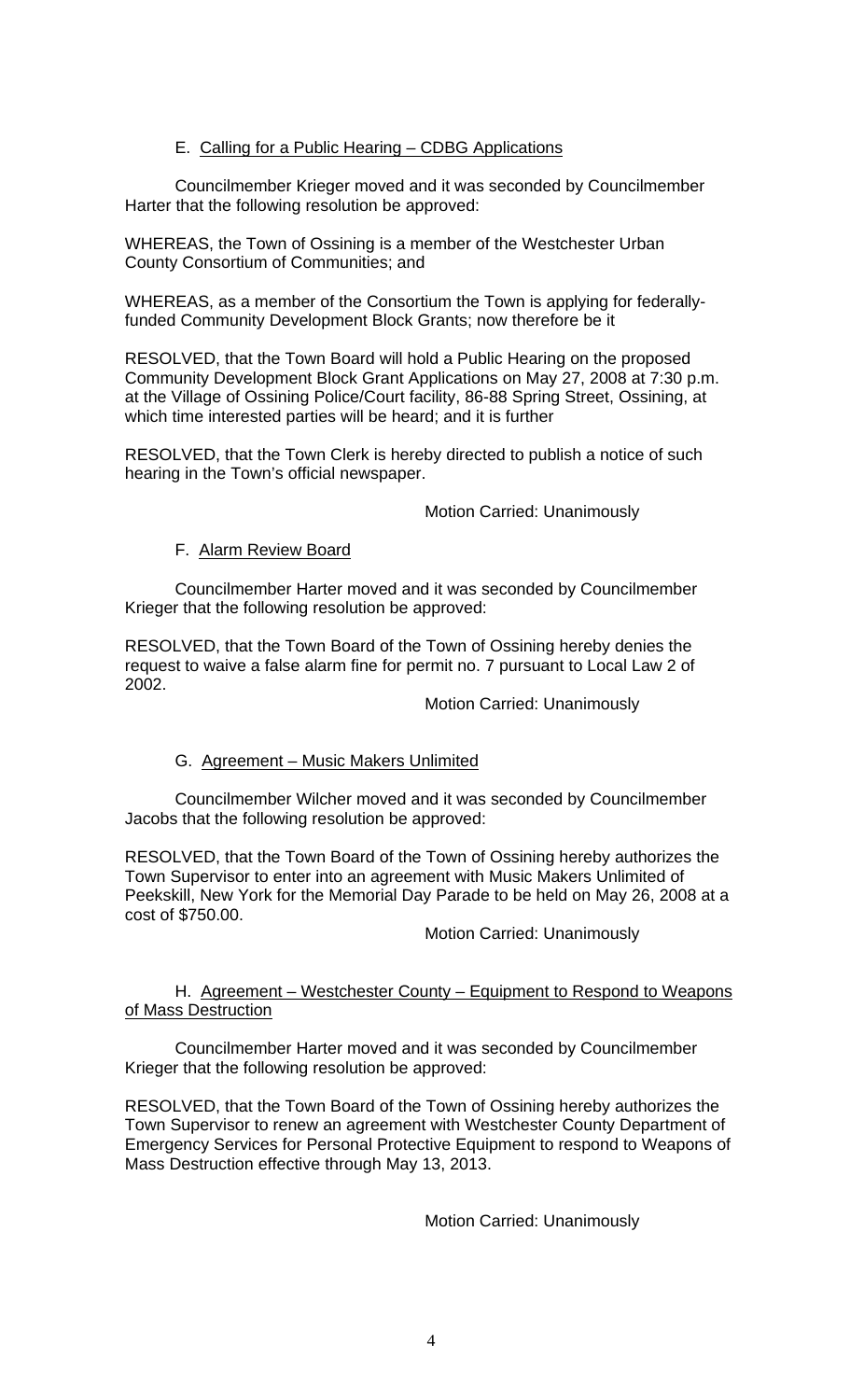E. Calling for a Public Hearing – CDBG Applications

Councilmember Krieger moved and it was seconded by Councilmember Harter that the following resolution be approved:

WHEREAS, the Town of Ossining is a member of the Westchester Urban County Consortium of Communities; and

WHEREAS, as a member of the Consortium the Town is applying for federally-funded Community Development Block Grants; now therefore be it

RESOLVED, that the Town Board will hold a Public Hearing on the proposed Community Development Block Grant Applications on May 27, 2008 at 7:30 p.m. at the Village of Ossining Police/Court facility, 86-88 Spring Street, Ossining, at which time interested parties will be heard; and it is further

RESOLVED, that the Town Clerk is hereby directed to publish a notice of such hearing in the Town's official newspaper.

Motion Carried: Unanimously

F. Alarm Review Board

Councilmember Harter moved and it was seconded by Councilmember Krieger that the following resolution be approved:

RESOLVED, that the Town Board of the Town of Ossining hereby denies the request to waive a false alarm fine for permit no. 7 pursuant to Local Law 2 of 2002.

Motion Carried: Unanimously

G. Agreement – Music Makers Unlimited

Councilmember Wilcher moved and it was seconded by Councilmember Jacobs that the following resolution be approved:

RESOLVED, that the Town Board of the Town of Ossining hereby authorizes the Town Supervisor to enter into an agreement with Music Makers Unlimited of Peekskill, New York for the Memorial Day Parade to be held on May 26, 2008 at a cost of $750.00.

Motion Carried: Unanimously

H. Agreement – Westchester County – Equipment to Respond to Weapons of Mass Destruction

Councilmember Harter moved and it was seconded by Councilmember Krieger that the following resolution be approved:

RESOLVED, that the Town Board of the Town of Ossining hereby authorizes the Town Supervisor to renew an agreement with Westchester County Department of Emergency Services for Personal Protective Equipment to respond to Weapons of Mass Destruction effective through May 13, 2013.

Motion Carried: Unanimously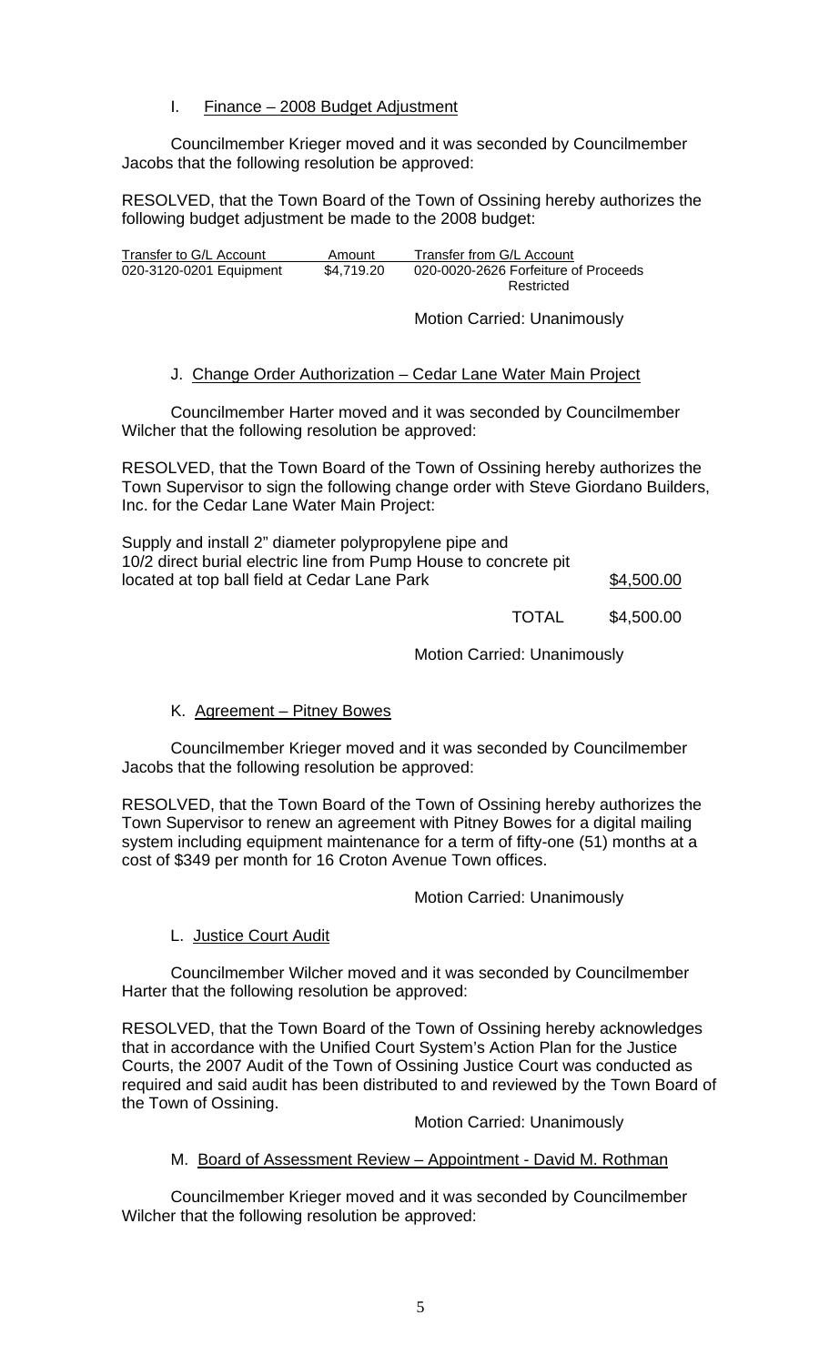I. <u>Finance – 2008 Budget Adjustment</u>

Councilmember Krieger moved and it was seconded by Councilmember Jacobs that the following resolution be approved:

RESOLVED, that the Town Board of the Town of Ossining hereby authorizes the following budget adjustment be made to the 2008 budget:

| Transfer to G/L Account | Amount | Transfer from G/L Account |
|---|---|---|
| 020-3120-0201 Equipment | \$4,719.20 | 020-0020-2626 Forfeiture of Proceeds Restricted |

Motion Carried: Unanimously

J. <u>Change Order Authorization – Cedar Lane Water Main Project</u>

Councilmember Harter moved and it was seconded by Councilmember Wilcher that the following resolution be approved:

RESOLVED, that the Town Board of the Town of Ossining hereby authorizes the Town Supervisor to sign the following change order with Steve Giordano Builders, Inc. for the Cedar Lane Water Main Project:

| | |
|---|---|
| Supply and install 2" diameter polypropylene pipe and 10/2 direct burial electric line from Pump House to concrete pit located at top ball field at Cedar Lane Park | <u>\$4,500.00</u> |
| TOTAL | \$4,500.00 |

Motion Carried: Unanimously

K. <u>Agreement – Pitney Bowes</u>

Councilmember Krieger moved and it was seconded by Councilmember Jacobs that the following resolution be approved:

RESOLVED, that the Town Board of the Town of Ossining hereby authorizes the Town Supervisor to renew an agreement with Pitney Bowes for a digital mailing system including equipment maintenance for a term of fifty-one (51) months at a cost of \$349 per month for 16 Croton Avenue Town offices.

Motion Carried: Unanimously

L. <u>Justice Court Audit</u>

Councilmember Wilcher moved and it was seconded by Councilmember Harter that the following resolution be approved:

RESOLVED, that the Town Board of the Town of Ossining hereby acknowledges that in accordance with the Unified Court System's Action Plan for the Justice Courts, the 2007 Audit of the Town of Ossining Justice Court was conducted as required and said audit has been distributed to and reviewed by the Town Board of the Town of Ossining.

Motion Carried: Unanimously

M. <u>Board of Assessment Review – Appointment - David M. Rothman</u>

Councilmember Krieger moved and it was seconded by Councilmember Wilcher that the following resolution be approved: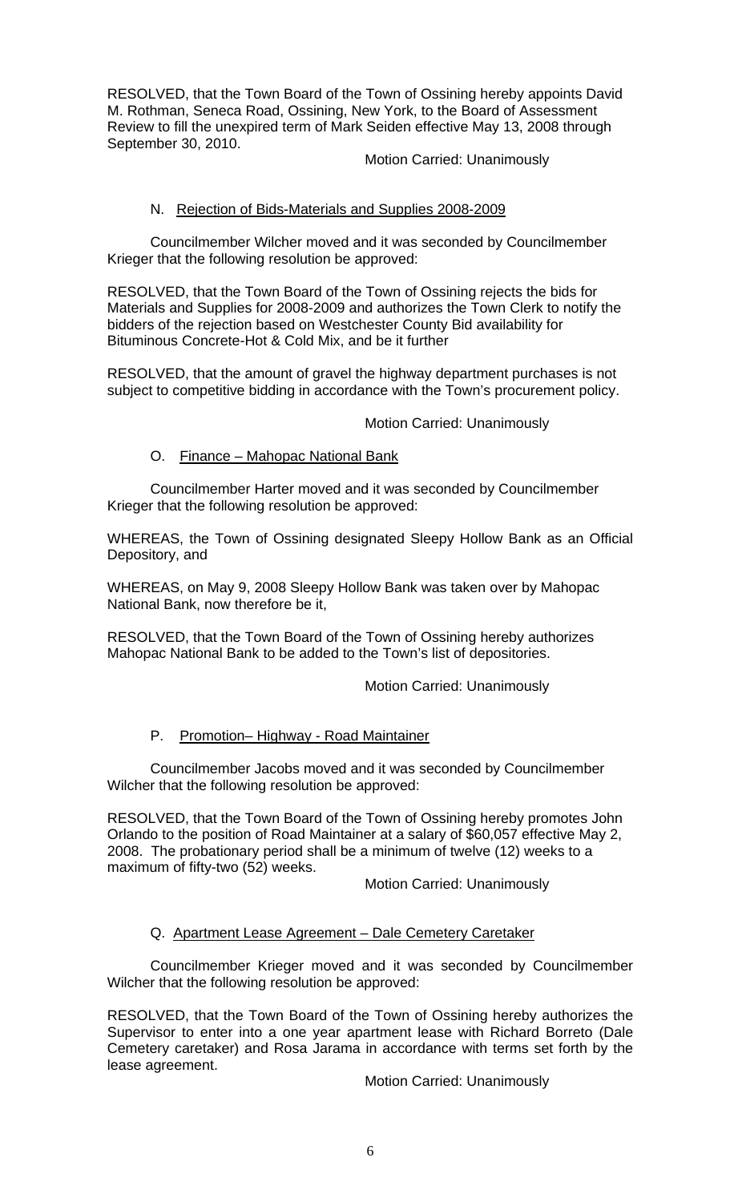RESOLVED, that the Town Board of the Town of Ossining hereby appoints David M. Rothman, Seneca Road, Ossining, New York, to the Board of Assessment Review to fill the unexpired term of Mark Seiden effective May 13, 2008 through September 30, 2010.

Motion Carried: Unanimously

N. Rejection of Bids-Materials and Supplies 2008-2009

Councilmember Wilcher moved and it was seconded by Councilmember Krieger that the following resolution be approved:

RESOLVED, that the Town Board of the Town of Ossining rejects the bids for Materials and Supplies for 2008-2009 and authorizes the Town Clerk to notify the bidders of the rejection based on Westchester County Bid availability for Bituminous Concrete-Hot & Cold Mix, and be it further

RESOLVED, that the amount of gravel the highway department purchases is not subject to competitive bidding in accordance with the Town's procurement policy.

Motion Carried: Unanimously

O. Finance – Mahopac National Bank

Councilmember Harter moved and it was seconded by Councilmember Krieger that the following resolution be approved:

WHEREAS, the Town of Ossining designated Sleepy Hollow Bank as an Official Depository, and

WHEREAS, on May 9, 2008 Sleepy Hollow Bank was taken over by Mahopac National Bank, now therefore be it,

RESOLVED, that the Town Board of the Town of Ossining hereby authorizes Mahopac National Bank to be added to the Town's list of depositories.

Motion Carried: Unanimously

P. Promotion– Highway - Road Maintainer

Councilmember Jacobs moved and it was seconded by Councilmember Wilcher that the following resolution be approved:

RESOLVED, that the Town Board of the Town of Ossining hereby promotes John Orlando to the position of Road Maintainer at a salary of $60,057 effective May 2, 2008. The probationary period shall be a minimum of twelve (12) weeks to a maximum of fifty-two (52) weeks.

Motion Carried: Unanimously

Q. Apartment Lease Agreement – Dale Cemetery Caretaker

Councilmember Krieger moved and it was seconded by Councilmember Wilcher that the following resolution be approved:

RESOLVED, that the Town Board of the Town of Ossining hereby authorizes the Supervisor to enter into a one year apartment lease with Richard Borreto (Dale Cemetery caretaker) and Rosa Jarama in accordance with terms set forth by the lease agreement.

Motion Carried: Unanimously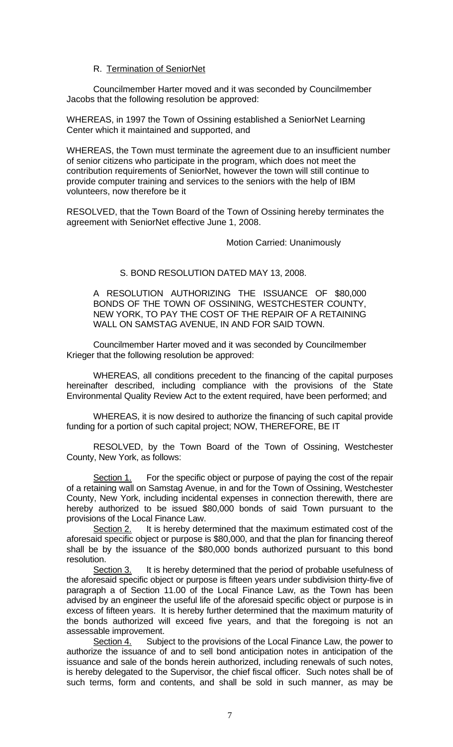### R. Termination of SeniorNet

Councilmember Harter moved and it was seconded by Councilmember Jacobs that the following resolution be approved:

WHEREAS, in 1997 the Town of Ossining established a SeniorNet Learning Center which it maintained and supported, and

WHEREAS, the Town must terminate the agreement due to an insufficient number of senior citizens who participate in the program, which does not meet the contribution requirements of SeniorNet, however the town will still continue to provide computer training and services to the seniors with the help of IBM volunteers, now therefore be it

RESOLVED, that the Town Board of the Town of Ossining hereby terminates the agreement with SeniorNet effective June 1, 2008.

Motion Carried: Unanimously

### S. BOND RESOLUTION DATED MAY 13, 2008.

A RESOLUTION AUTHORIZING THE ISSUANCE OF $80,000 BONDS OF THE TOWN OF OSSINING, WESTCHESTER COUNTY, NEW YORK, TO PAY THE COST OF THE REPAIR OF A RETAINING WALL ON SAMSTAG AVENUE, IN AND FOR SAID TOWN.

Councilmember Harter moved and it was seconded by Councilmember Krieger that the following resolution be approved:

WHEREAS, all conditions precedent to the financing of the capital purposes hereinafter described, including compliance with the provisions of the State Environmental Quality Review Act to the extent required, have been performed; and

WHEREAS, it is now desired to authorize the financing of such capital provide funding for a portion of such capital project; NOW, THEREFORE, BE IT

RESOLVED, by the Town Board of the Town of Ossining, Westchester County, New York, as follows:

Section 1. For the specific object or purpose of paying the cost of the repair of a retaining wall on Samstag Avenue, in and for the Town of Ossining, Westchester County, New York, including incidental expenses in connection therewith, there are hereby authorized to be issued $80,000 bonds of said Town pursuant to the provisions of the Local Finance Law.

Section 2. It is hereby determined that the maximum estimated cost of the aforesaid specific object or purpose is $80,000, and that the plan for financing thereof shall be by the issuance of the $80,000 bonds authorized pursuant to this bond resolution.

Section 3. It is hereby determined that the period of probable usefulness of the aforesaid specific object or purpose is fifteen years under subdivision thirty-five of paragraph a of Section 11.00 of the Local Finance Law, as the Town has been advised by an engineer the useful life of the aforesaid specific object or purpose is in excess of fifteen years. It is hereby further determined that the maximum maturity of the bonds authorized will exceed five years, and that the foregoing is not an assessable improvement.

Section 4. Subject to the provisions of the Local Finance Law, the power to authorize the issuance of and to sell bond anticipation notes in anticipation of the issuance and sale of the bonds herein authorized, including renewals of such notes, is hereby delegated to the Supervisor, the chief fiscal officer. Such notes shall be of such terms, form and contents, and shall be sold in such manner, as may be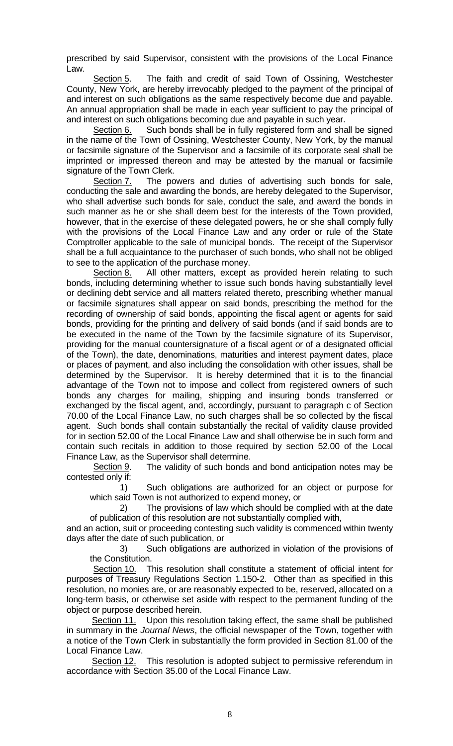prescribed by said Supervisor, consistent with the provisions of the Local Finance Law.

Section 5. The faith and credit of said Town of Ossining, Westchester County, New York, are hereby irrevocably pledged to the payment of the principal of and interest on such obligations as the same respectively become due and payable. An annual appropriation shall be made in each year sufficient to pay the principal of and interest on such obligations becoming due and payable in such year.

Section 6. Such bonds shall be in fully registered form and shall be signed in the name of the Town of Ossining, Westchester County, New York, by the manual or facsimile signature of the Supervisor and a facsimile of its corporate seal shall be imprinted or impressed thereon and may be attested by the manual or facsimile signature of the Town Clerk.

Section 7. The powers and duties of advertising such bonds for sale, conducting the sale and awarding the bonds, are hereby delegated to the Supervisor, who shall advertise such bonds for sale, conduct the sale, and award the bonds in such manner as he or she shall deem best for the interests of the Town provided, however, that in the exercise of these delegated powers, he or she shall comply fully with the provisions of the Local Finance Law and any order or rule of the State Comptroller applicable to the sale of municipal bonds. The receipt of the Supervisor shall be a full acquaintance to the purchaser of such bonds, who shall not be obliged to see to the application of the purchase money.

Section 8. All other matters, except as provided herein relating to such bonds, including determining whether to issue such bonds having substantially level or declining debt service and all matters related thereto, prescribing whether manual or facsimile signatures shall appear on said bonds, prescribing the method for the recording of ownership of said bonds, appointing the fiscal agent or agents for said bonds, providing for the printing and delivery of said bonds (and if said bonds are to be executed in the name of the Town by the facsimile signature of its Supervisor, providing for the manual countersignature of a fiscal agent or of a designated official of the Town), the date, denominations, maturities and interest payment dates, place or places of payment, and also including the consolidation with other issues, shall be determined by the Supervisor. It is hereby determined that it is to the financial advantage of the Town not to impose and collect from registered owners of such bonds any charges for mailing, shipping and insuring bonds transferred or exchanged by the fiscal agent, and, accordingly, pursuant to paragraph c of Section 70.00 of the Local Finance Law, no such charges shall be so collected by the fiscal agent. Such bonds shall contain substantially the recital of validity clause provided for in section 52.00 of the Local Finance Law and shall otherwise be in such form and contain such recitals in addition to those required by section 52.00 of the Local Finance Law, as the Supervisor shall determine.

Section 9. The validity of such bonds and bond anticipation notes may be contested only if:

1) Such obligations are authorized for an object or purpose for which said Town is not authorized to expend money, or

2) The provisions of law which should be complied with at the date of publication of this resolution are not substantially complied with,

and an action, suit or proceeding contesting such validity is commenced within twenty days after the date of such publication, or

3) Such obligations are authorized in violation of the provisions of the Constitution.

Section 10. This resolution shall constitute a statement of official intent for purposes of Treasury Regulations Section 1.150-2. Other than as specified in this resolution, no monies are, or are reasonably expected to be, reserved, allocated on a long-term basis, or otherwise set aside with respect to the permanent funding of the object or purpose described herein.

Section 11. Upon this resolution taking effect, the same shall be published in summary in the *Journal News*, the official newspaper of the Town, together with a notice of the Town Clerk in substantially the form provided in Section 81.00 of the Local Finance Law.

Section 12. This resolution is adopted subject to permissive referendum in accordance with Section 35.00 of the Local Finance Law.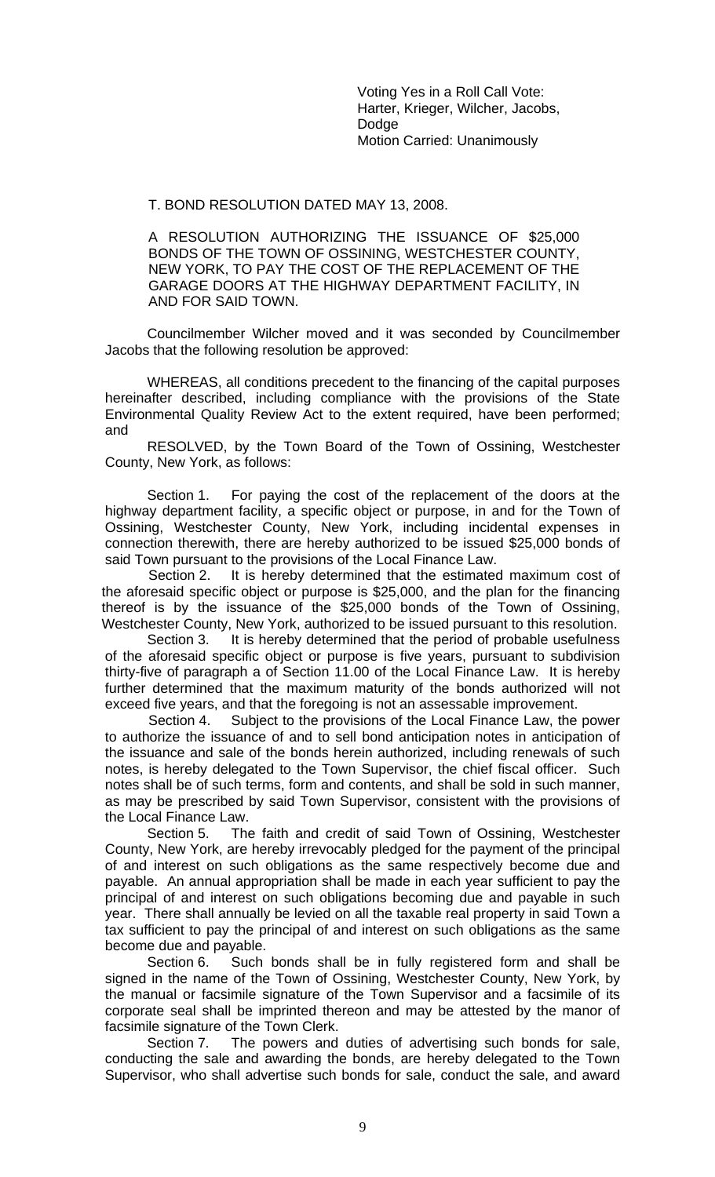Voting Yes in a Roll Call Vote:
Harter, Krieger, Wilcher, Jacobs, Dodge
Motion Carried: Unanimously

T. BOND RESOLUTION DATED MAY 13, 2008.

A RESOLUTION AUTHORIZING THE ISSUANCE OF $25,000 BONDS OF THE TOWN OF OSSINING, WESTCHESTER COUNTY, NEW YORK, TO PAY THE COST OF THE REPLACEMENT OF THE GARAGE DOORS AT THE HIGHWAY DEPARTMENT FACILITY, IN AND FOR SAID TOWN.

Councilmember Wilcher moved and it was seconded by Councilmember Jacobs that the following resolution be approved:

WHEREAS, all conditions precedent to the financing of the capital purposes hereinafter described, including compliance with the provisions of the State Environmental Quality Review Act to the extent required, have been performed; and

RESOLVED, by the Town Board of the Town of Ossining, Westchester County, New York, as follows:

Section 1. For paying the cost of the replacement of the doors at the highway department facility, a specific object or purpose, in and for the Town of Ossining, Westchester County, New York, including incidental expenses in connection therewith, there are hereby authorized to be issued $25,000 bonds of said Town pursuant to the provisions of the Local Finance Law.

Section 2. It is hereby determined that the estimated maximum cost of the aforesaid specific object or purpose is $25,000, and the plan for the financing thereof is by the issuance of the $25,000 bonds of the Town of Ossining, Westchester County, New York, authorized to be issued pursuant to this resolution.

Section 3. It is hereby determined that the period of probable usefulness of the aforesaid specific object or purpose is five years, pursuant to subdivision thirty-five of paragraph a of Section 11.00 of the Local Finance Law. It is hereby further determined that the maximum maturity of the bonds authorized will not exceed five years, and that the foregoing is not an assessable improvement.

Section 4. Subject to the provisions of the Local Finance Law, the power to authorize the issuance of and to sell bond anticipation notes in anticipation of the issuance and sale of the bonds herein authorized, including renewals of such notes, is hereby delegated to the Town Supervisor, the chief fiscal officer. Such notes shall be of such terms, form and contents, and shall be sold in such manner, as may be prescribed by said Town Supervisor, consistent with the provisions of the Local Finance Law.

Section 5. The faith and credit of said Town of Ossining, Westchester County, New York, are hereby irrevocably pledged for the payment of the principal of and interest on such obligations as the same respectively become due and payable. An annual appropriation shall be made in each year sufficient to pay the principal of and interest on such obligations becoming due and payable in such year. There shall annually be levied on all the taxable real property in said Town a tax sufficient to pay the principal of and interest on such obligations as the same become due and payable.

Section 6. Such bonds shall be in fully registered form and shall be signed in the name of the Town of Ossining, Westchester County, New York, by the manual or facsimile signature of the Town Supervisor and a facsimile of its corporate seal shall be imprinted thereon and may be attested by the manor of facsimile signature of the Town Clerk.

Section 7. The powers and duties of advertising such bonds for sale, conducting the sale and awarding the bonds, are hereby delegated to the Town Supervisor, who shall advertise such bonds for sale, conduct the sale, and award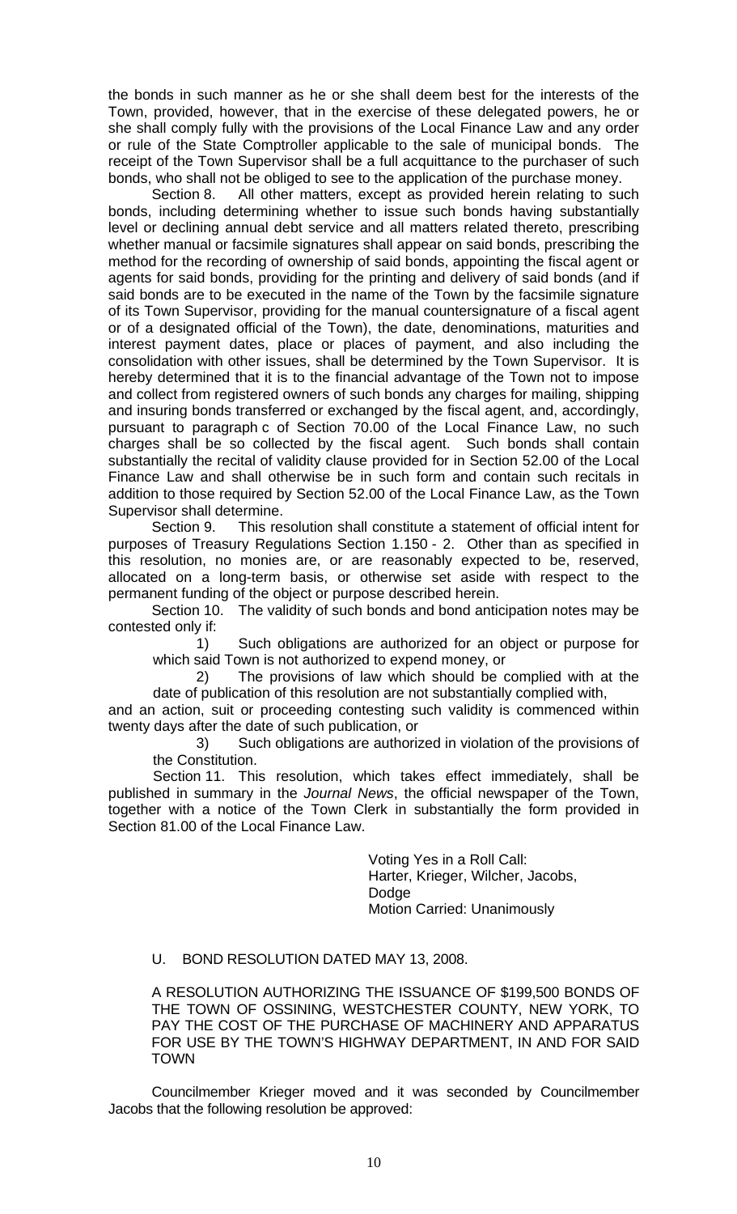the bonds in such manner as he or she shall deem best for the interests of the Town, provided, however, that in the exercise of these delegated powers, he or she shall comply fully with the provisions of the Local Finance Law and any order or rule of the State Comptroller applicable to the sale of municipal bonds. The receipt of the Town Supervisor shall be a full acquittance to the purchaser of such bonds, who shall not be obliged to see to the application of the purchase money.

Section 8. All other matters, except as provided herein relating to such bonds, including determining whether to issue such bonds having substantially level or declining annual debt service and all matters related thereto, prescribing whether manual or facsimile signatures shall appear on said bonds, prescribing the method for the recording of ownership of said bonds, appointing the fiscal agent or agents for said bonds, providing for the printing and delivery of said bonds (and if said bonds are to be executed in the name of the Town by the facsimile signature of its Town Supervisor, providing for the manual countersignature of a fiscal agent or of a designated official of the Town), the date, denominations, maturities and interest payment dates, place or places of payment, and also including the consolidation with other issues, shall be determined by the Town Supervisor. It is hereby determined that it is to the financial advantage of the Town not to impose and collect from registered owners of such bonds any charges for mailing, shipping and insuring bonds transferred or exchanged by the fiscal agent, and, accordingly, pursuant to paragraph c of Section 70.00 of the Local Finance Law, no such charges shall be so collected by the fiscal agent. Such bonds shall contain substantially the recital of validity clause provided for in Section 52.00 of the Local Finance Law and shall otherwise be in such form and contain such recitals in addition to those required by Section 52.00 of the Local Finance Law, as the Town Supervisor shall determine.

Section 9. This resolution shall constitute a statement of official intent for purposes of Treasury Regulations Section 1.150 - 2. Other than as specified in this resolution, no monies are, or are reasonably expected to be, reserved, allocated on a long-term basis, or otherwise set aside with respect to the permanent funding of the object or purpose described herein.

Section 10. The validity of such bonds and bond anticipation notes may be contested only if:

1) Such obligations are authorized for an object or purpose for which said Town is not authorized to expend money, or

2) The provisions of law which should be complied with at the date of publication of this resolution are not substantially complied with,

and an action, suit or proceeding contesting such validity is commenced within twenty days after the date of such publication, or

3) Such obligations are authorized in violation of the provisions of the Constitution.

Section 11. This resolution, which takes effect immediately, shall be published in summary in the *Journal News*, the official newspaper of the Town, together with a notice of the Town Clerk in substantially the form provided in Section 81.00 of the Local Finance Law.

Voting Yes in a Roll Call:
Harter, Krieger, Wilcher, Jacobs, Dodge
Motion Carried: Unanimously

U. BOND RESOLUTION DATED MAY 13, 2008.

A RESOLUTION AUTHORIZING THE ISSUANCE OF $199,500 BONDS OF THE TOWN OF OSSINING, WESTCHESTER COUNTY, NEW YORK, TO PAY THE COST OF THE PURCHASE OF MACHINERY AND APPARATUS FOR USE BY THE TOWN'S HIGHWAY DEPARTMENT, IN AND FOR SAID TOWN

Councilmember Krieger moved and it was seconded by Councilmember Jacobs that the following resolution be approved: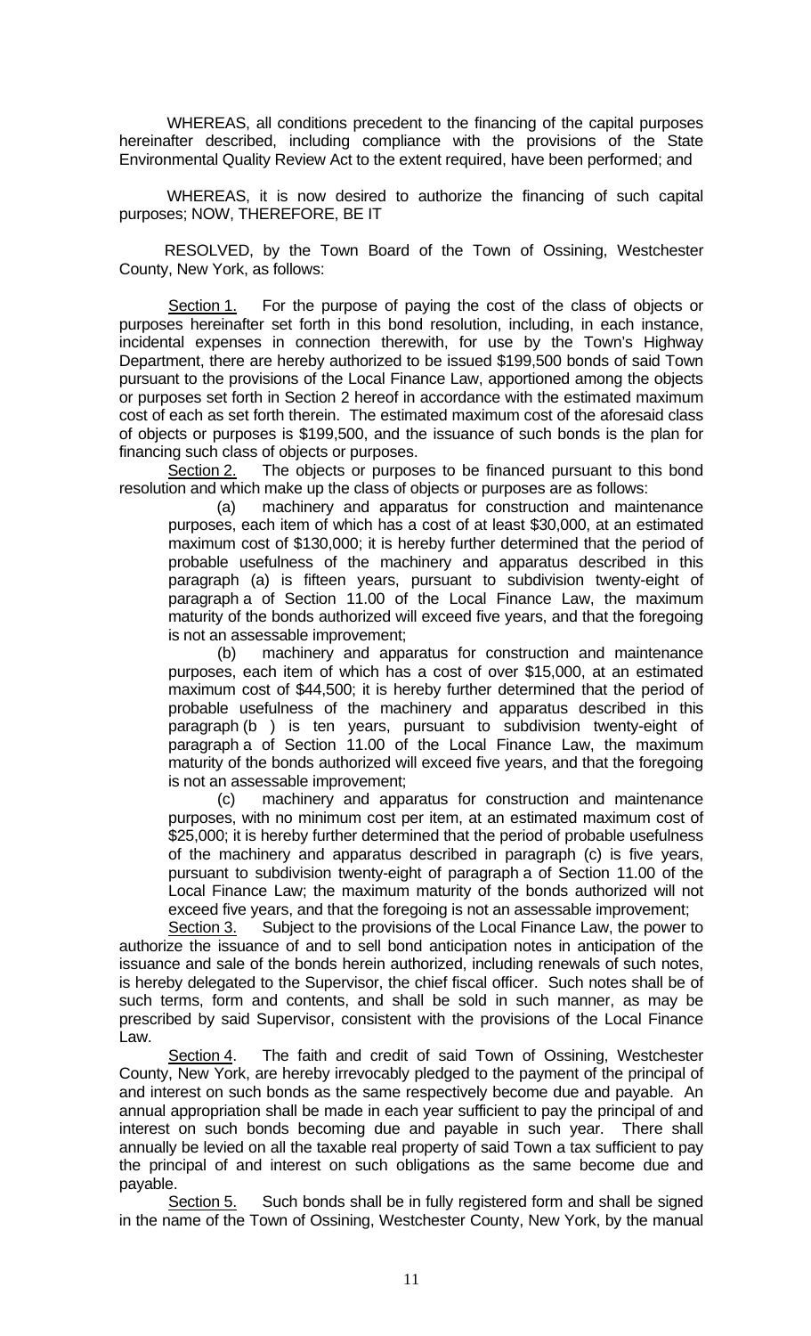WHEREAS, all conditions precedent to the financing of the capital purposes hereinafter described, including compliance with the provisions of the State Environmental Quality Review Act to the extent required, have been performed; and

WHEREAS, it is now desired to authorize the financing of such capital purposes; NOW, THEREFORE, BE IT

RESOLVED, by the Town Board of the Town of Ossining, Westchester County, New York, as follows:

Section 1. For the purpose of paying the cost of the class of objects or purposes hereinafter set forth in this bond resolution, including, in each instance, incidental expenses in connection therewith, for use by the Town's Highway Department, there are hereby authorized to be issued $199,500 bonds of said Town pursuant to the provisions of the Local Finance Law, apportioned among the objects or purposes set forth in Section 2 hereof in accordance with the estimated maximum cost of each as set forth therein. The estimated maximum cost of the aforesaid class of objects or purposes is $199,500, and the issuance of such bonds is the plan for financing such class of objects or purposes.

Section 2. The objects or purposes to be financed pursuant to this bond resolution and which make up the class of objects or purposes are as follows:

(a) machinery and apparatus for construction and maintenance purposes, each item of which has a cost of at least $30,000, at an estimated maximum cost of $130,000; it is hereby further determined that the period of probable usefulness of the machinery and apparatus described in this paragraph (a) is fifteen years, pursuant to subdivision twenty-eight of paragraph a of Section 11.00 of the Local Finance Law, the maximum maturity of the bonds authorized will exceed five years, and that the foregoing is not an assessable improvement;

(b) machinery and apparatus for construction and maintenance purposes, each item of which has a cost of over $15,000, at an estimated maximum cost of $44,500; it is hereby further determined that the period of probable usefulness of the machinery and apparatus described in this paragraph (b ) is ten years, pursuant to subdivision twenty-eight of paragraph a of Section 11.00 of the Local Finance Law, the maximum maturity of the bonds authorized will exceed five years, and that the foregoing is not an assessable improvement;

(c) machinery and apparatus for construction and maintenance purposes, with no minimum cost per item, at an estimated maximum cost of $25,000; it is hereby further determined that the period of probable usefulness of the machinery and apparatus described in paragraph (c) is five years, pursuant to subdivision twenty-eight of paragraph a of Section 11.00 of the Local Finance Law; the maximum maturity of the bonds authorized will not exceed five years, and that the foregoing is not an assessable improvement;

Section 3. Subject to the provisions of the Local Finance Law, the power to authorize the issuance of and to sell bond anticipation notes in anticipation of the issuance and sale of the bonds herein authorized, including renewals of such notes, is hereby delegated to the Supervisor, the chief fiscal officer. Such notes shall be of such terms, form and contents, and shall be sold in such manner, as may be prescribed by said Supervisor, consistent with the provisions of the Local Finance Law.

Section 4. The faith and credit of said Town of Ossining, Westchester County, New York, are hereby irrevocably pledged to the payment of the principal of and interest on such bonds as the same respectively become due and payable. An annual appropriation shall be made in each year sufficient to pay the principal of and interest on such bonds becoming due and payable in such year. There shall annually be levied on all the taxable real property of said Town a tax sufficient to pay the principal of and interest on such obligations as the same become due and payable.

Section 5. Such bonds shall be in fully registered form and shall be signed in the name of the Town of Ossining, Westchester County, New York, by the manual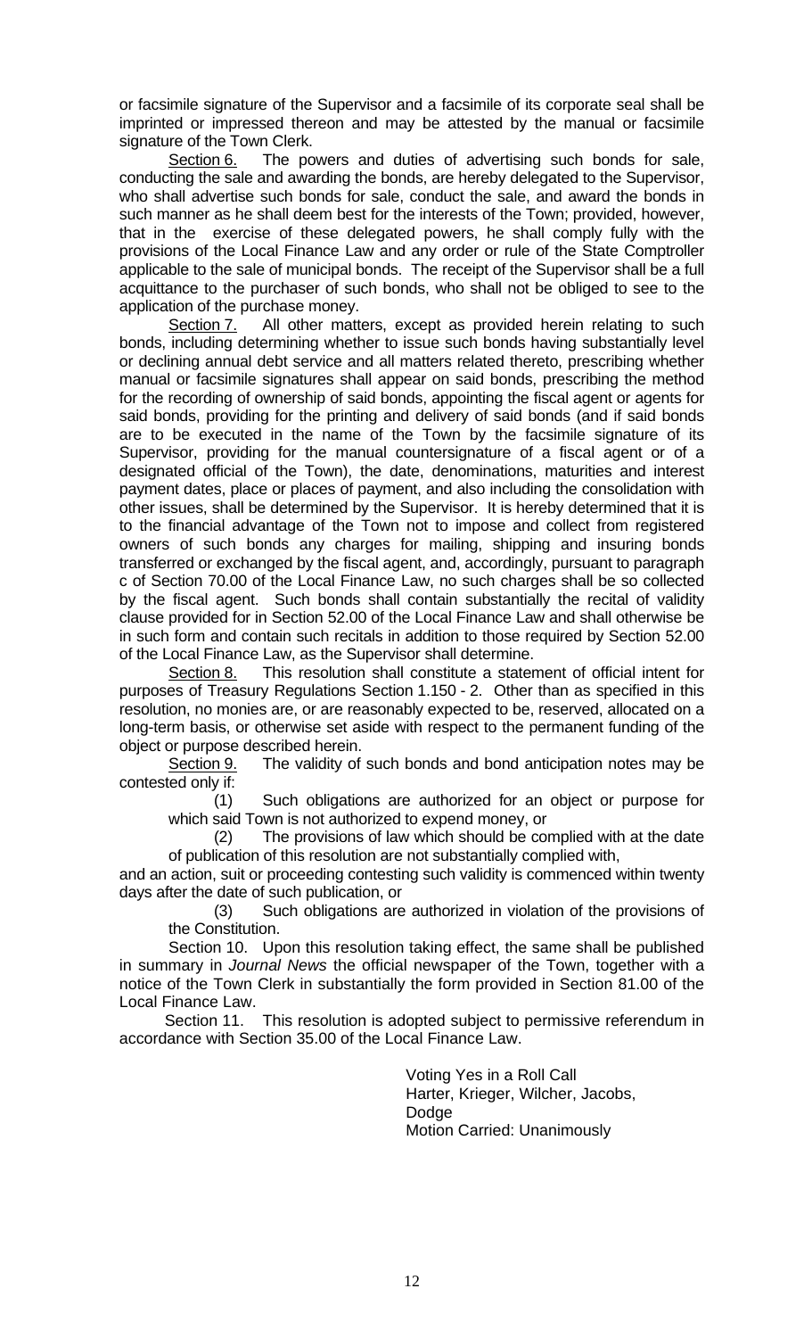or facsimile signature of the Supervisor and a facsimile of its corporate seal shall be imprinted or impressed thereon and may be attested by the manual or facsimile signature of the Town Clerk.

Section 6. The powers and duties of advertising such bonds for sale, conducting the sale and awarding the bonds, are hereby delegated to the Supervisor, who shall advertise such bonds for sale, conduct the sale, and award the bonds in such manner as he shall deem best for the interests of the Town; provided, however, that in the exercise of these delegated powers, he shall comply fully with the provisions of the Local Finance Law and any order or rule of the State Comptroller applicable to the sale of municipal bonds. The receipt of the Supervisor shall be a full acquittance to the purchaser of such bonds, who shall not be obliged to see to the application of the purchase money.

Section 7. All other matters, except as provided herein relating to such bonds, including determining whether to issue such bonds having substantially level or declining annual debt service and all matters related thereto, prescribing whether manual or facsimile signatures shall appear on said bonds, prescribing the method for the recording of ownership of said bonds, appointing the fiscal agent or agents for said bonds, providing for the printing and delivery of said bonds (and if said bonds are to be executed in the name of the Town by the facsimile signature of its Supervisor, providing for the manual countersignature of a fiscal agent or of a designated official of the Town), the date, denominations, maturities and interest payment dates, place or places of payment, and also including the consolidation with other issues, shall be determined by the Supervisor. It is hereby determined that it is to the financial advantage of the Town not to impose and collect from registered owners of such bonds any charges for mailing, shipping and insuring bonds transferred or exchanged by the fiscal agent, and, accordingly, pursuant to paragraph c of Section 70.00 of the Local Finance Law, no such charges shall be so collected by the fiscal agent. Such bonds shall contain substantially the recital of validity clause provided for in Section 52.00 of the Local Finance Law and shall otherwise be in such form and contain such recitals in addition to those required by Section 52.00 of the Local Finance Law, as the Supervisor shall determine.

Section 8. This resolution shall constitute a statement of official intent for purposes of Treasury Regulations Section 1.150 - 2. Other than as specified in this resolution, no monies are, or are reasonably expected to be, reserved, allocated on a long-term basis, or otherwise set aside with respect to the permanent funding of the object or purpose described herein.

Section 9. The validity of such bonds and bond anticipation notes may be contested only if:

(1) Such obligations are authorized for an object or purpose for which said Town is not authorized to expend money, or

(2) The provisions of law which should be complied with at the date of publication of this resolution are not substantially complied with,

and an action, suit or proceeding contesting such validity is commenced within twenty days after the date of such publication, or

(3) Such obligations are authorized in violation of the provisions of the Constitution.

Section 10. Upon this resolution taking effect, the same shall be published in summary in *Journal News* the official newspaper of the Town, together with a notice of the Town Clerk in substantially the form provided in Section 81.00 of the Local Finance Law.

Section 11. This resolution is adopted subject to permissive referendum in accordance with Section 35.00 of the Local Finance Law.

Voting Yes in a Roll Call
Harter, Krieger, Wilcher, Jacobs, Dodge
Motion Carried: Unanimously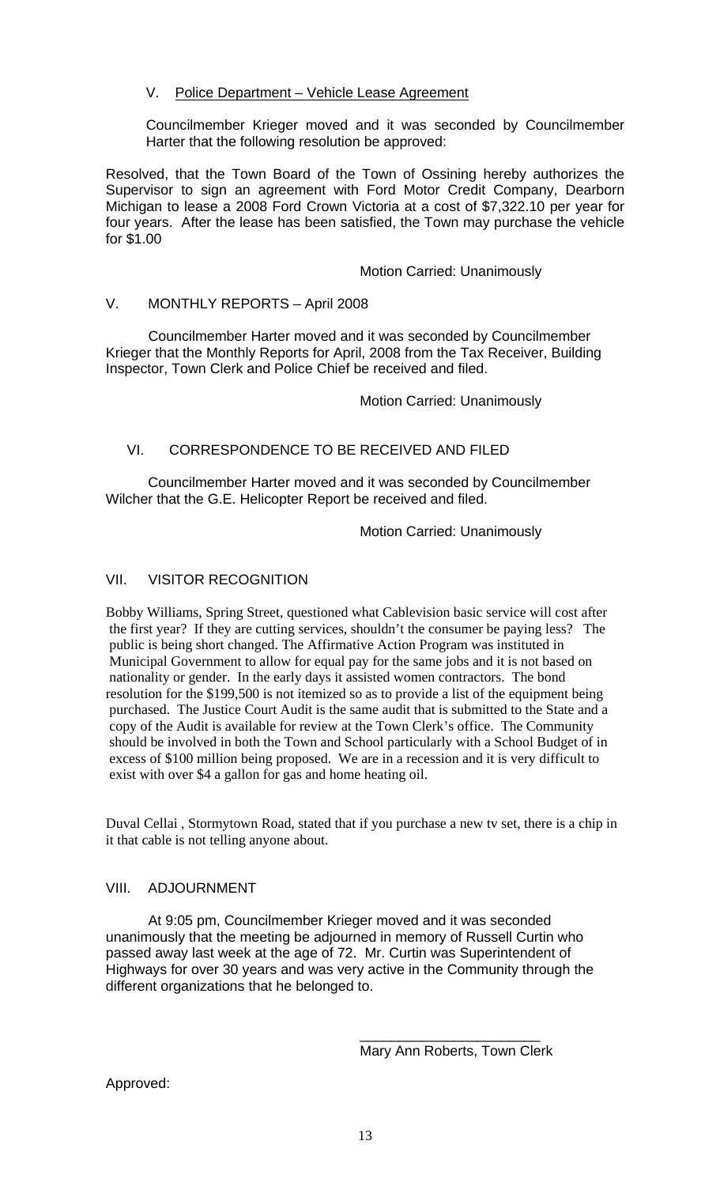V. <u>Police Department – Vehicle Lease Agreement</u>

Councilmember Krieger moved and it was seconded by Councilmember Harter that the following resolution be approved:

Resolved, that the Town Board of the Town of Ossining hereby authorizes the Supervisor to sign an agreement with Ford Motor Credit Company, Dearborn Michigan to lease a 2008 Ford Crown Victoria at a cost of $7,322.10 per year for four years. After the lease has been satisfied, the Town may purchase the vehicle for $1.00

Motion Carried: Unanimously

V. MONTHLY REPORTS – April 2008

Councilmember Harter moved and it was seconded by Councilmember Krieger that the Monthly Reports for April, 2008 from the Tax Receiver, Building Inspector, Town Clerk and Police Chief be received and filed.

Motion Carried: Unanimously

VI. CORRESPONDENCE TO BE RECEIVED AND FILED

Councilmember Harter moved and it was seconded by Councilmember Wilcher that the G.E. Helicopter Report be received and filed.

Motion Carried: Unanimously

VII. VISITOR RECOGNITION

Bobby Williams, Spring Street, questioned what Cablevision basic service will cost after the first year? If they are cutting services, shouldn't the consumer be paying less? The public is being short changed. The Affirmative Action Program was instituted in Municipal Government to allow for equal pay for the same jobs and it is not based on nationality or gender. In the early days it assisted women contractors. The bond resolution for the $199,500 is not itemized so as to provide a list of the equipment being purchased. The Justice Court Audit is the same audit that is submitted to the State and a copy of the Audit is available for review at the Town Clerk's office. The Community should be involved in both the Town and School particularly with a School Budget of in excess of $100 million being proposed. We are in a recession and it is very difficult to exist with over $4 a gallon for gas and home heating oil.

Duval Cellai , Stormytown Road, stated that if you purchase a new tv set, there is a chip in it that cable is not telling anyone about.

VIII. ADJOURNMENT

At 9:05 pm, Councilmember Krieger moved and it was seconded unanimously that the meeting be adjourned in memory of Russell Curtin who passed away last week at the age of 72. Mr. Curtin was Superintendent of Highways for over 30 years and was very active in the Community through the different organizations that he belonged to.

\_\_\_\_\_\_\_\_\_\_\_\_\_\_\_\_\_\_\_\_\_\_\_\_

Mary Ann Roberts, Town Clerk

Approved: